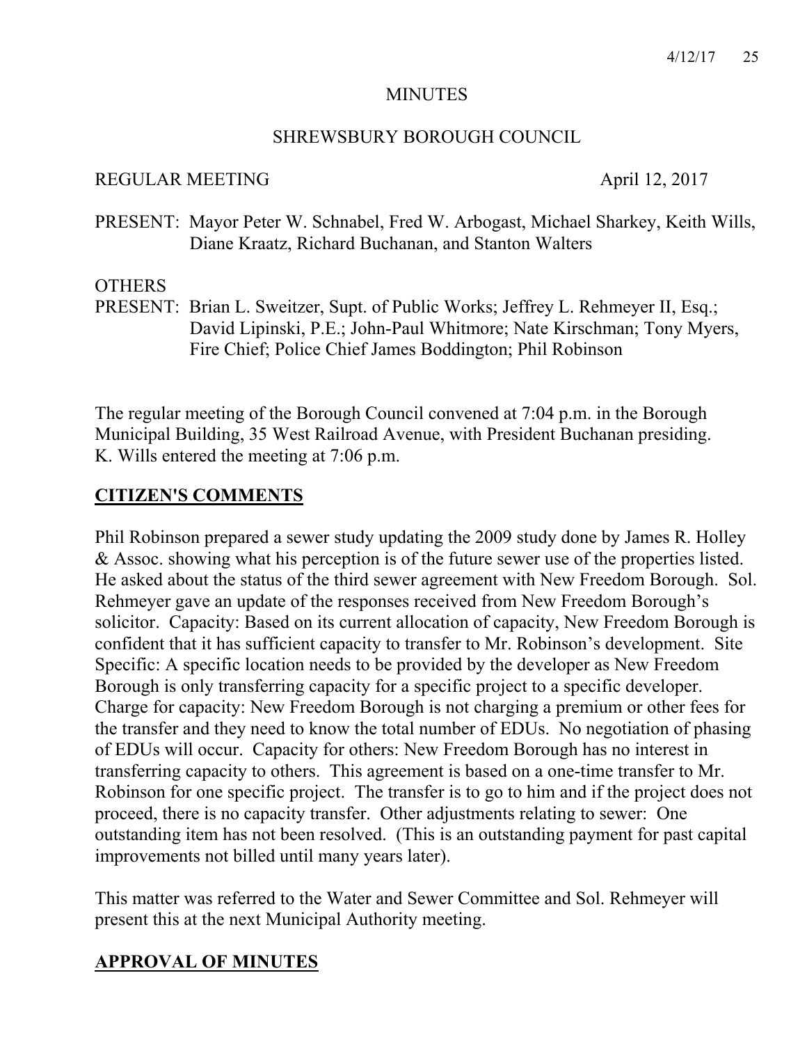# MINUTES

## SHREWSBURY BOROUGH COUNCIL

REGULAR MEETING April 12, 2017

PRESENT: Mayor Peter W. Schnabel, Fred W. Arbogast, Michael Sharkey, Keith Wills, Diane Kraatz, Richard Buchanan, and Stanton Walters

OTHERS
PRESENT: Brian L. Sweitzer, Supt. of Public Works; Jeffrey L. Rehmeyer II, Esq.; David Lipinski, P.E.; John-Paul Whitmore; Nate Kirschman; Tony Myers, Fire Chief; Police Chief James Boddington; Phil Robinson

The regular meeting of the Borough Council convened at 7:04 p.m. in the Borough Municipal Building, 35 West Railroad Avenue, with President Buchanan presiding. K. Wills entered the meeting at 7:06 p.m.

## CITIZEN'S COMMENTS

Phil Robinson prepared a sewer study updating the 2009 study done by James R. Holley & Assoc. showing what his perception is of the future sewer use of the properties listed. He asked about the status of the third sewer agreement with New Freedom Borough. Sol. Rehmeyer gave an update of the responses received from New Freedom Borough's solicitor. Capacity: Based on its current allocation of capacity, New Freedom Borough is confident that it has sufficient capacity to transfer to Mr. Robinson's development. Site Specific: A specific location needs to be provided by the developer as New Freedom Borough is only transferring capacity for a specific project to a specific developer. Charge for capacity: New Freedom Borough is not charging a premium or other fees for the transfer and they need to know the total number of EDUs. No negotiation of phasing of EDUs will occur. Capacity for others: New Freedom Borough has no interest in transferring capacity to others. This agreement is based on a one-time transfer to Mr. Robinson for one specific project. The transfer is to go to him and if the project does not proceed, there is no capacity transfer. Other adjustments relating to sewer: One outstanding item has not been resolved. (This is an outstanding payment for past capital improvements not billed until many years later).

This matter was referred to the Water and Sewer Committee and Sol. Rehmeyer will present this at the next Municipal Authority meeting.

## APPROVAL OF MINUTES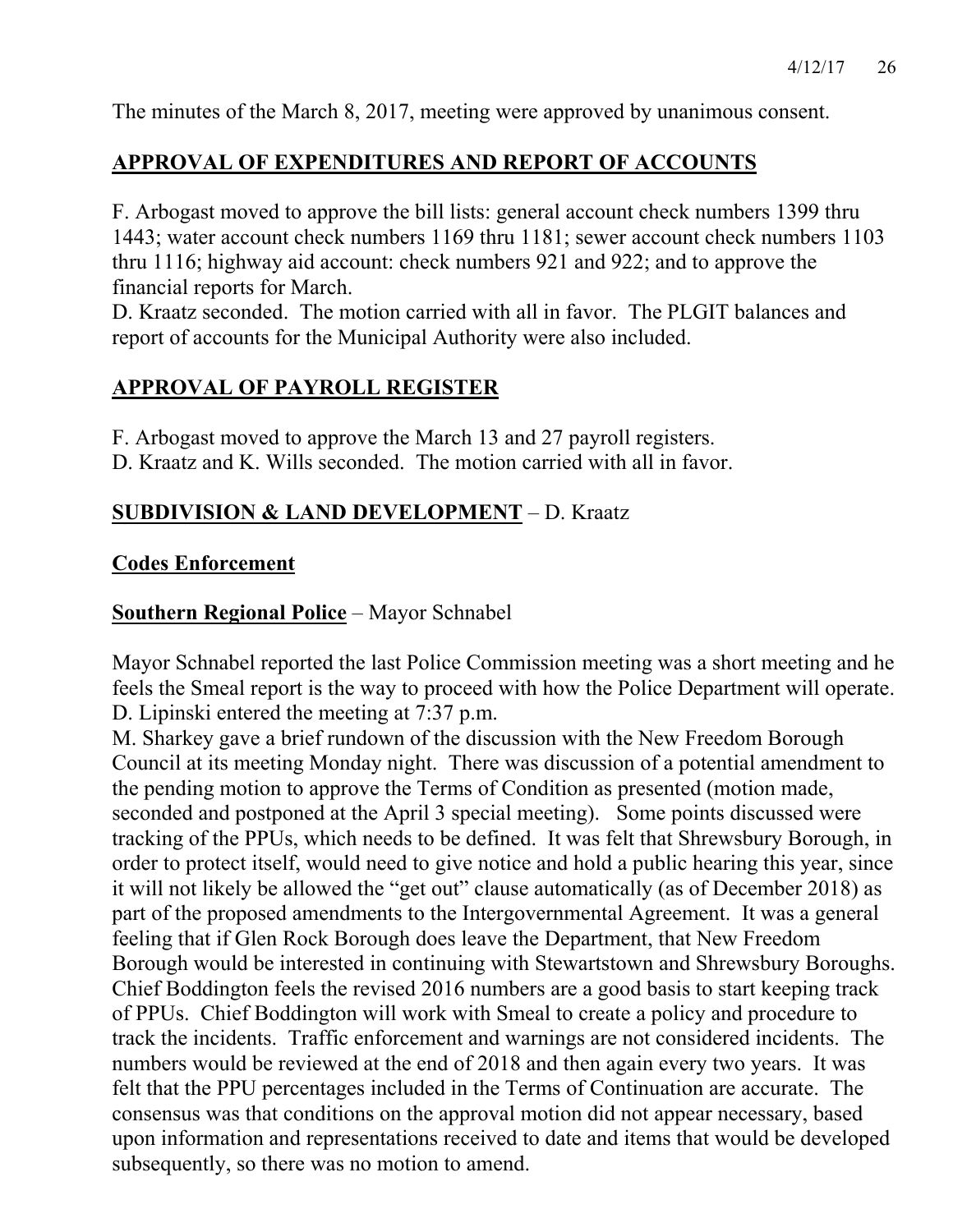The minutes of the March 8, 2017, meeting were approved by unanimous consent.

## APPROVAL OF EXPENDITURES AND REPORT OF ACCOUNTS

F. Arbogast moved to approve the bill lists: general account check numbers 1399 thru 1443; water account check numbers 1169 thru 1181; sewer account check numbers 1103 thru 1116; highway aid account: check numbers 921 and 922; and to approve the financial reports for March.
D. Kraatz seconded. The motion carried with all in favor. The PLGIT balances and report of accounts for the Municipal Authority were also included.

## APPROVAL OF PAYROLL REGISTER

F. Arbogast moved to approve the March 13 and 27 payroll registers.
D. Kraatz and K. Wills seconded. The motion carried with all in favor.

## SUBDIVISION & LAND DEVELOPMENT – D. Kraatz

## Codes Enforcement

## Southern Regional Police – Mayor Schnabel

Mayor Schnabel reported the last Police Commission meeting was a short meeting and he feels the Smeal report is the way to proceed with how the Police Department will operate.
D. Lipinski entered the meeting at 7:37 p.m.
M. Sharkey gave a brief rundown of the discussion with the New Freedom Borough Council at its meeting Monday night. There was discussion of a potential amendment to the pending motion to approve the Terms of Condition as presented (motion made, seconded and postponed at the April 3 special meeting). Some points discussed were tracking of the PPUs, which needs to be defined. It was felt that Shrewsbury Borough, in order to protect itself, would need to give notice and hold a public hearing this year, since it will not likely be allowed the "get out" clause automatically (as of December 2018) as part of the proposed amendments to the Intergovernmental Agreement. It was a general feeling that if Glen Rock Borough does leave the Department, that New Freedom Borough would be interested in continuing with Stewartstown and Shrewsbury Boroughs. Chief Boddington feels the revised 2016 numbers are a good basis to start keeping track of PPUs. Chief Boddington will work with Smeal to create a policy and procedure to track the incidents. Traffic enforcement and warnings are not considered incidents. The numbers would be reviewed at the end of 2018 and then again every two years. It was felt that the PPU percentages included in the Terms of Continuation are accurate. The consensus was that conditions on the approval motion did not appear necessary, based upon information and representations received to date and items that would be developed subsequently, so there was no motion to amend.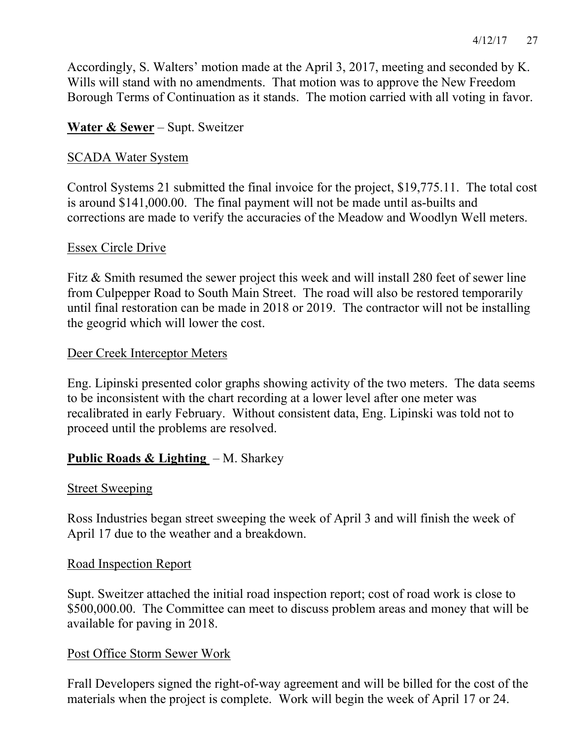Accordingly, S. Walters' motion made at the April 3, 2017, meeting and seconded by K. Wills will stand with no amendments. That motion was to approve the New Freedom Borough Terms of Continuation as it stands. The motion carried with all voting in favor.

**Water & Sewer** – Supt. Sweitzer

SCADA Water System

Control Systems 21 submitted the final invoice for the project, $19,775.11. The total cost is around $141,000.00. The final payment will not be made until as-builts and corrections are made to verify the accuracies of the Meadow and Woodlyn Well meters.

Essex Circle Drive

Fitz & Smith resumed the sewer project this week and will install 280 feet of sewer line from Culpepper Road to South Main Street. The road will also be restored temporarily until final restoration can be made in 2018 or 2019. The contractor will not be installing the geogrid which will lower the cost.

Deer Creek Interceptor Meters

Eng. Lipinski presented color graphs showing activity of the two meters. The data seems to be inconsistent with the chart recording at a lower level after one meter was recalibrated in early February. Without consistent data, Eng. Lipinski was told not to proceed until the problems are resolved.

**Public Roads & Lighting** – M. Sharkey

Street Sweeping

Ross Industries began street sweeping the week of April 3 and will finish the week of April 17 due to the weather and a breakdown.

Road Inspection Report

Supt. Sweitzer attached the initial road inspection report; cost of road work is close to $500,000.00. The Committee can meet to discuss problem areas and money that will be available for paving in 2018.

Post Office Storm Sewer Work

Frall Developers signed the right-of-way agreement and will be billed for the cost of the materials when the project is complete. Work will begin the week of April 17 or 24.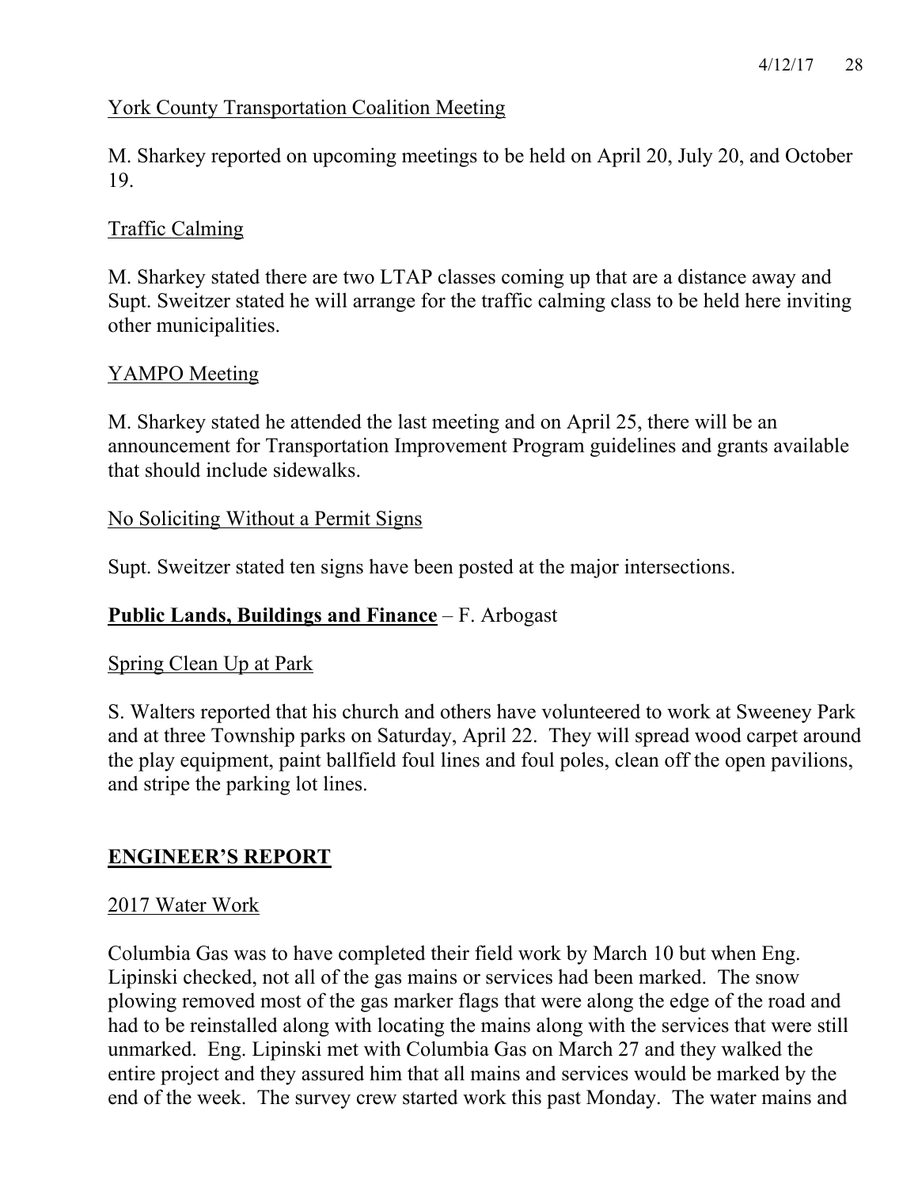York County Transportation Coalition Meeting

M. Sharkey reported on upcoming meetings to be held on April 20, July 20, and October 19.

Traffic Calming

M. Sharkey stated there are two LTAP classes coming up that are a distance away and Supt. Sweitzer stated he will arrange for the traffic calming class to be held here inviting other municipalities.

YAMPO Meeting

M. Sharkey stated he attended the last meeting and on April 25, there will be an announcement for Transportation Improvement Program guidelines and grants available that should include sidewalks.

No Soliciting Without a Permit Signs

Supt. Sweitzer stated ten signs have been posted at the major intersections.

**Public Lands, Buildings and Finance** – F. Arbogast

Spring Clean Up at Park

S. Walters reported that his church and others have volunteered to work at Sweeney Park and at three Township parks on Saturday, April 22. They will spread wood carpet around the play equipment, paint ballfield foul lines and foul poles, clean off the open pavilions, and stripe the parking lot lines.

## ENGINEER'S REPORT

2017 Water Work

Columbia Gas was to have completed their field work by March 10 but when Eng. Lipinski checked, not all of the gas mains or services had been marked. The snow plowing removed most of the gas marker flags that were along the edge of the road and had to be reinstalled along with locating the mains along with the services that were still unmarked. Eng. Lipinski met with Columbia Gas on March 27 and they walked the entire project and they assured him that all mains and services would be marked by the end of the week. The survey crew started work this past Monday. The water mains and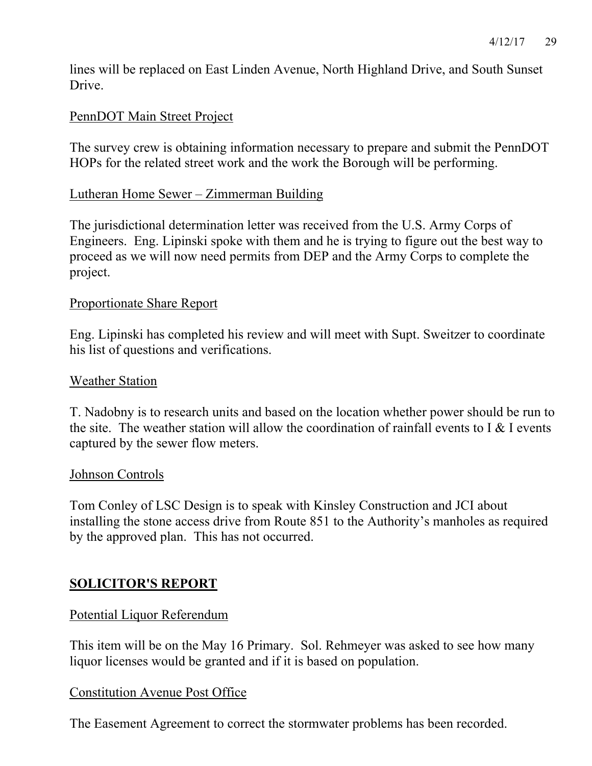lines will be replaced on East Linden Avenue, North Highland Drive, and South Sunset Drive.

PennDOT Main Street Project

The survey crew is obtaining information necessary to prepare and submit the PennDOT HOPs for the related street work and the work the Borough will be performing.

Lutheran Home Sewer – Zimmerman Building

The jurisdictional determination letter was received from the U.S. Army Corps of Engineers. Eng. Lipinski spoke with them and he is trying to figure out the best way to proceed as we will now need permits from DEP and the Army Corps to complete the project.

Proportionate Share Report

Eng. Lipinski has completed his review and will meet with Supt. Sweitzer to coordinate his list of questions and verifications.

Weather Station

T. Nadobny is to research units and based on the location whether power should be run to the site. The weather station will allow the coordination of rainfall events to I & I events captured by the sewer flow meters.

Johnson Controls

Tom Conley of LSC Design is to speak with Kinsley Construction and JCI about installing the stone access drive from Route 851 to the Authority's manholes as required by the approved plan. This has not occurred.

## SOLICITOR'S REPORT

Potential Liquor Referendum

This item will be on the May 16 Primary. Sol. Rehmeyer was asked to see how many liquor licenses would be granted and if it is based on population.

Constitution Avenue Post Office

The Easement Agreement to correct the stormwater problems has been recorded.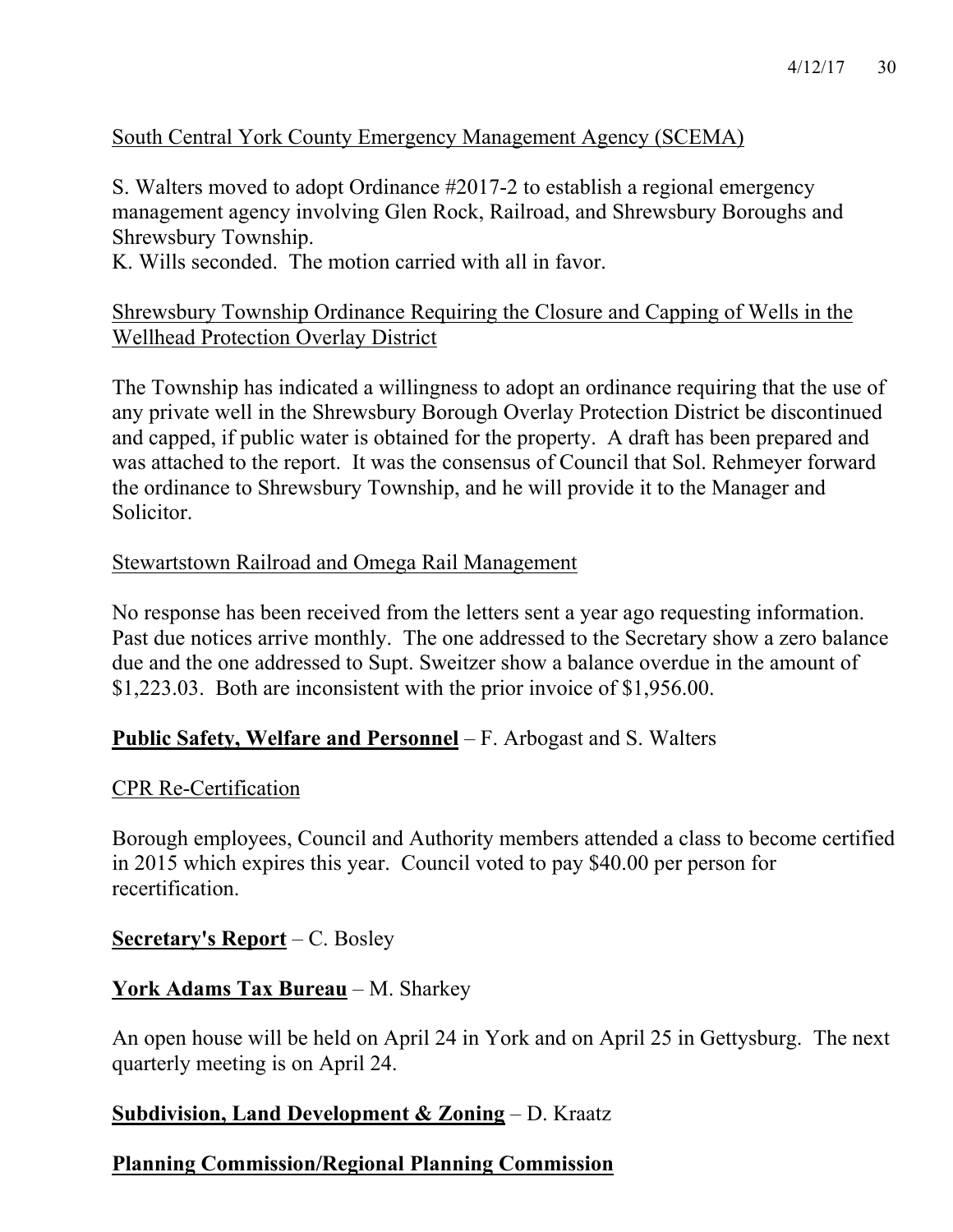South Central York County Emergency Management Agency (SCEMA)

S. Walters moved to adopt Ordinance #2017-2 to establish a regional emergency management agency involving Glen Rock, Railroad, and Shrewsbury Boroughs and Shrewsbury Township.
K. Wills seconded. The motion carried with all in favor.

Shrewsbury Township Ordinance Requiring the Closure and Capping of Wells in the Wellhead Protection Overlay District

The Township has indicated a willingness to adopt an ordinance requiring that the use of any private well in the Shrewsbury Borough Overlay Protection District be discontinued and capped, if public water is obtained for the property. A draft has been prepared and was attached to the report. It was the consensus of Council that Sol. Rehmeyer forward the ordinance to Shrewsbury Township, and he will provide it to the Manager and Solicitor.

Stewartstown Railroad and Omega Rail Management

No response has been received from the letters sent a year ago requesting information. Past due notices arrive monthly. The one addressed to the Secretary show a zero balance due and the one addressed to Supt. Sweitzer show a balance overdue in the amount of $1,223.03. Both are inconsistent with the prior invoice of $1,956.00.

**Public Safety, Welfare and Personnel** – F. Arbogast and S. Walters

CPR Re-Certification

Borough employees, Council and Authority members attended a class to become certified in 2015 which expires this year. Council voted to pay $40.00 per person for recertification.

**Secretary's Report** – C. Bosley

**York Adams Tax Bureau** – M. Sharkey

An open house will be held on April 24 in York and on April 25 in Gettysburg. The next quarterly meeting is on April 24.

**Subdivision, Land Development & Zoning** – D. Kraatz

**Planning Commission/Regional Planning Commission**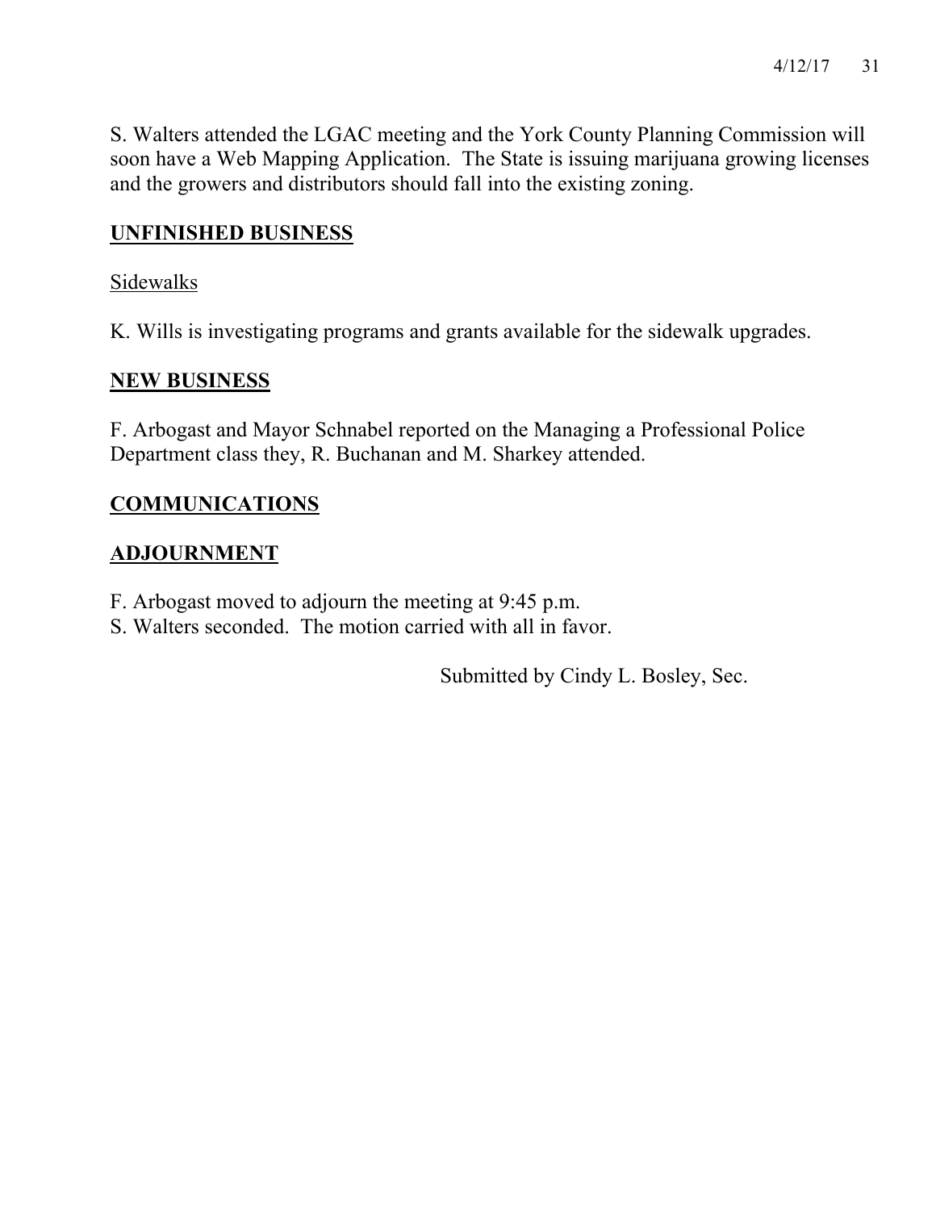S. Walters attended the LGAC meeting and the York County Planning Commission will soon have a Web Mapping Application. The State is issuing marijuana growing licenses and the growers and distributors should fall into the existing zoning.

## UNFINISHED BUSINESS

### Sidewalks

K. Wills is investigating programs and grants available for the sidewalk upgrades.

## NEW BUSINESS

F. Arbogast and Mayor Schnabel reported on the Managing a Professional Police Department class they, R. Buchanan and M. Sharkey attended.

## COMMUNICATIONS

## ADJOURNMENT

F. Arbogast moved to adjourn the meeting at 9:45 p.m.
S. Walters seconded. The motion carried with all in favor.

Submitted by Cindy L. Bosley, Sec.